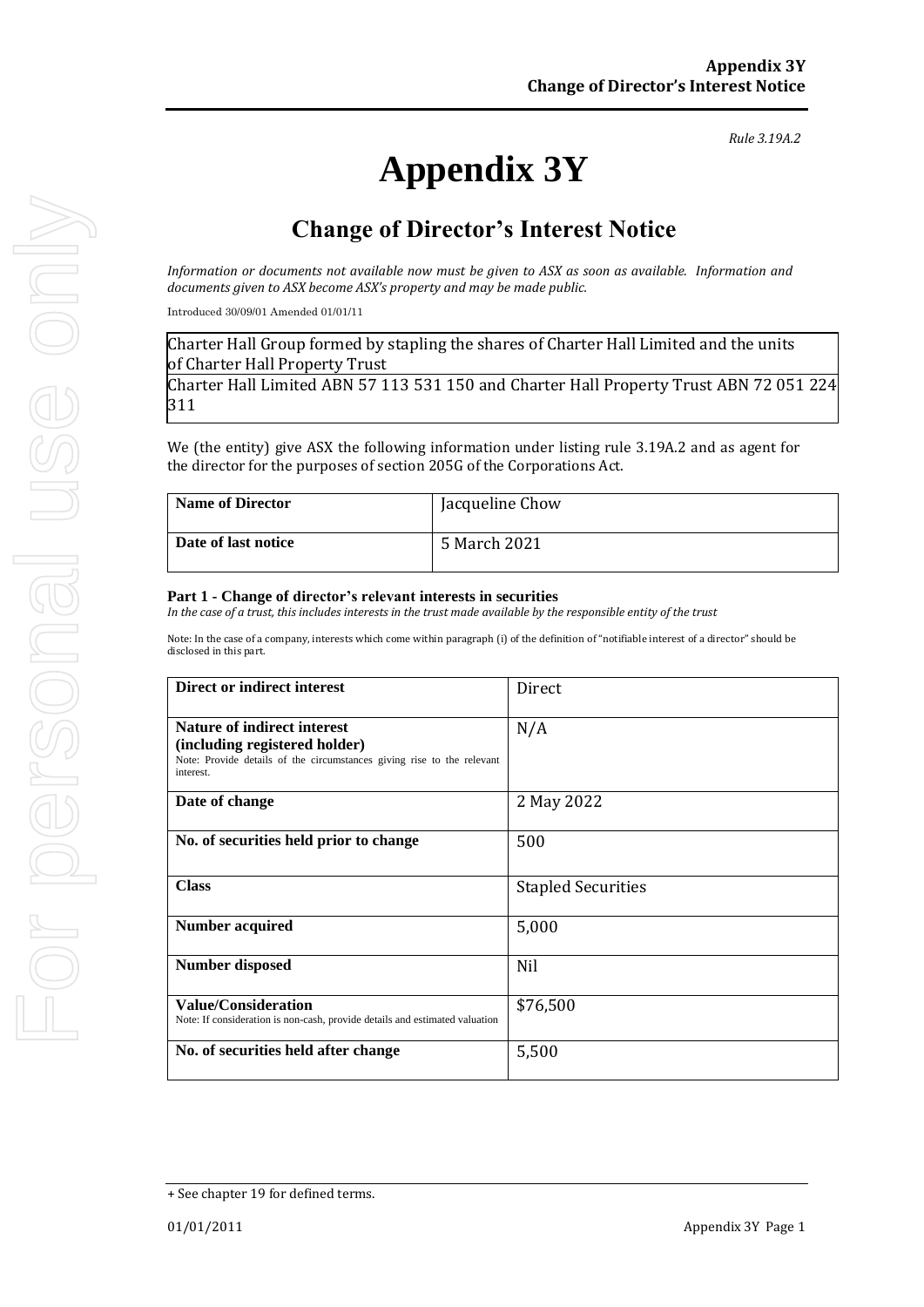*Rule 3.19A.2*

# Appendix 3Y

## Change of Director's Interest Notice

*Information or documents not available now must be given to ASX as soon as available. Information and documents given to ASX become ASX's property and may be made public.*

Introduced 30/09/01 Amended 01/01/11

| Charter Hall Group formed by stapling the shares of Charter Hall Limited and the units of Charter Hall Property Trust |
|---|
| Charter Hall Limited ABN 57 113 531 150 and Charter Hall Property Trust ABN 72 051 224 311 |

We (the entity) give ASX the following information under listing rule 3.19A.2 and as agent for the director for the purposes of section 205G of the Corporations Act.

| **Name of Director** | Jacqueline Chow |
|---|---|
| **Date of last notice** | 5 March 2021 |

**Part 1 - Change of director's relevant interests in securities**

*In the case of a trust, this includes interests in the trust made available by the responsible entity of the trust*

Note: In the case of a company, interests which come within paragraph (i) of the definition of "notifiable interest of a director" should be disclosed in this part.

| **Direct or indirect interest** | Direct |
|---|---|
| **Nature of indirect interest (including registered holder)** Note: Provide details of the circumstances giving rise to the relevant interest. | N/A |
| **Date of change** | 2 May 2022 |
| **No. of securities held prior to change** | 500 |
| **Class** | Stapled Securities |
| **Number acquired** | 5,000 |
| **Number disposed** | Nil |
| **Value/Consideration** Note: If consideration is non-cash, provide details and estimated valuation | $76,500 |
| **No. of securities held after change** | 5,500 |

+ See chapter 19 for defined terms.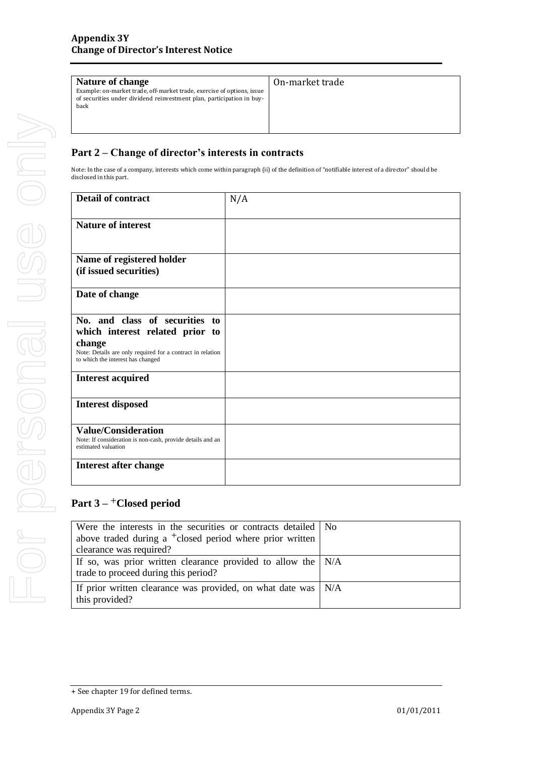| | |
|---|---|
| **Nature of change**<br>Example: on-market trade, off-market trade, exercise of options, issue of securities under dividend reinvestment plan, participation in buy-back | On-market trade |

## Part 2 – Change of director's interests in contracts

Note: In the case of a company, interests which come within paragraph (ii) of the definition of "notifiable interest of a director" should be disclosed in this part.

| | |
|---|---|
| **Detail of contract** | N/A |
| **Nature of interest** | |
| **Name of registered holder (if issued securities)** | |
| **Date of change** | |
| **No. and class of securities to which interest related prior to change**<br>Note: Details are only required for a contract in relation to which the interest has changed | |
| **Interest acquired** | |
| **Interest disposed** | |
| **Value/Consideration**<br>Note: If consideration is non-cash, provide details and an estimated valuation | |
| **Interest after change** | |

## Part 3 – +Closed period

| | |
|---|---|
| Were the interests in the securities or contracts detailed above traded during a +closed period where prior written clearance was required? | No |
| If so, was prior written clearance provided to allow the trade to proceed during this period? | N/A |
| If prior written clearance was provided, on what date was this provided? | N/A |

+ See chapter 19 for defined terms.